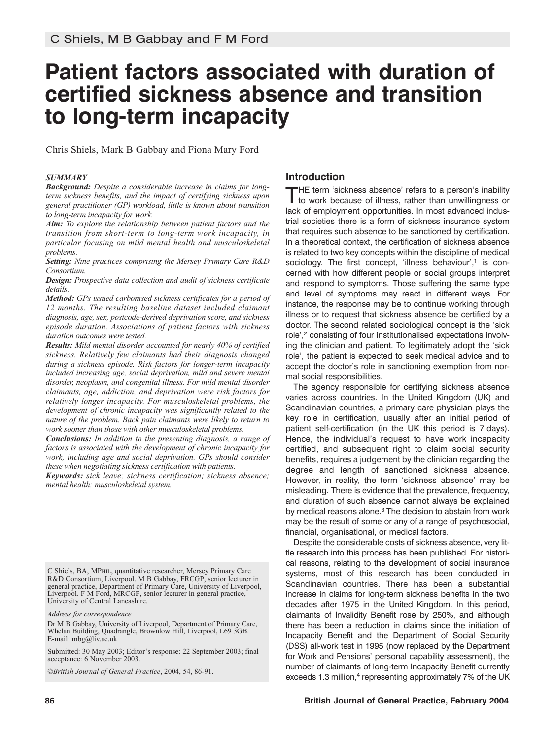# Patient factors associated with duration of certified sickness absence and transition to long-term incapacity

Chris Shiels, Mark B Gabbay and Fiona Mary Ford

***SUMMARY***

***Background:*** *Despite a considerable increase in claims for long-term sickness benefits, and the impact of certifying sickness upon general practitioner (GP) workload, little is known about transition to long-term incapacity for work.*

***Aim:*** *To explore the relationship between patient factors and the transition from short-term to long-term work incapacity, in particular focusing on mild mental health and musculoskeletal problems.*

***Setting:*** *Nine practices comprising the Mersey Primary Care R&D Consortium.*

***Design:*** *Prospective data collection and audit of sickness certificate details.*

***Method:*** *GPs issued carbonised sickness certificates for a period of 12 months. The resulting baseline dataset included claimant diagnosis, age, sex, postcode-derived deprivation score, and sickness episode duration. Associations of patient factors with sickness duration outcomes were tested.*

***Results:*** *Mild mental disorder accounted for nearly 40% of certified sickness. Relatively few claimants had their diagnosis changed during a sickness episode. Risk factors for longer-term incapacity included increasing age, social deprivation, mild and severe mental disorder, neoplasm, and congenital illness. For mild mental disorder claimants, age, addiction, and deprivation were risk factors for relatively longer incapacity. For musculoskeletal problems, the development of chronic incapacity was significantly related to the nature of the problem. Back pain claimants were likely to return to work sooner than those with other musculoskeletal problems.*

***Conclusions:*** *In addition to the presenting diagnosis, a range of factors is associated with the development of chronic incapacity for work, including age and social deprivation. GPs should consider these when negotiating sickness certification with patients.*

***Keywords:*** *sick leave; sickness certification; sickness absence; mental health; musculoskeletal system.*

C Shiels, BA, MPHIL, quantitative researcher, Mersey Primary Care R&D Consortium, Liverpool. M B Gabbay, FRCGP, senior lecturer in general practice, Department of Primary Care, University of Liverpool, Liverpool. F M Ford, MRCGP, senior lecturer in general practice, University of Central Lancashire.

*Address for correspondence*

Dr M B Gabbay, University of Liverpool, Department of Primary Care, Whelan Building, Quadrangle, Brownlow Hill, Liverpool, L69 3GB. E-mail: mbg@liv.ac.uk

Submitted: 30 May 2003; Editor's response: 22 September 2003; final acceptance: 6 November 2003.

*©British Journal of General Practice*, 2004, 54, 86-91.

## Introduction

THE term 'sickness absence' refers to a person's inability to work because of illness, rather than unwillingness or lack of employment opportunities. In most advanced industrial societies there is a form of sickness insurance system that requires such absence to be sanctioned by certification. In a theoretical context, the certification of sickness absence is related to two key concepts within the discipline of medical sociology. The first concept, 'illness behaviour',[1] is concerned with how different people or social groups interpret and respond to symptoms. Those suffering the same type and level of symptoms may react in different ways. For instance, the response may be to continue working through illness or to request that sickness absence be certified by a doctor. The second related sociological concept is the 'sick role',[2] consisting of four institutionalised expectations involving the clinician and patient. To legitimately adopt the 'sick role', the patient is expected to seek medical advice and to accept the doctor's role in sanctioning exemption from normal social responsibilities.

The agency responsible for certifying sickness absence varies across countries. In the United Kingdom (UK) and Scandinavian countries, a primary care physician plays the key role in certification, usually after an initial period of patient self-certification (in the UK this period is 7 days). Hence, the individual's request to have work incapacity certified, and subsequent right to claim social security benefits, requires a judgement by the clinician regarding the degree and length of sanctioned sickness absence. However, in reality, the term 'sickness absence' may be misleading. There is evidence that the prevalence, frequency, and duration of such absence cannot always be explained by medical reasons alone.[3] The decision to abstain from work may be the result of some or any of a range of psychosocial, financial, organisational, or medical factors.

Despite the considerable costs of sickness absence, very little research into this process has been published. For historical reasons, relating to the development of social insurance systems, most of this research has been conducted in Scandinavian countries. There has been a substantial increase in claims for long-term sickness benefits in the two decades after 1975 in the United Kingdom. In this period, claimants of Invalidity Benefit rose by 250%, and although there has been a reduction in claims since the initiation of Incapacity Benefit and the Department of Social Security (DSS) all-work test in 1995 (now replaced by the Department for Work and Pensions' personal capability assessment), the number of claimants of long-term Incapacity Benefit currently exceeds 1.3 million,[4] representing approximately 7% of the UK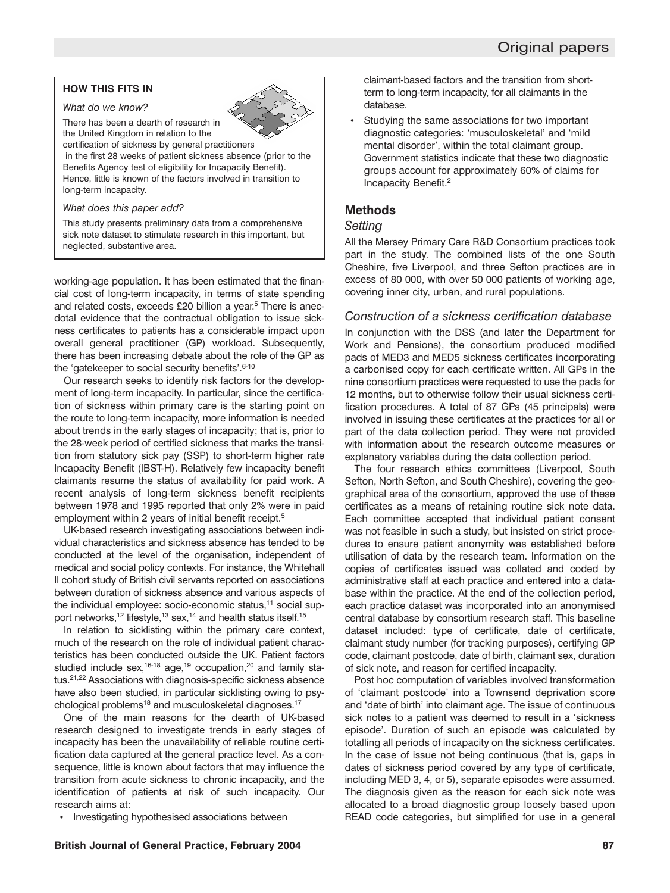**HOW THIS FITS IN**

*What do we know?*

There has been a dearth of research in the United Kingdom in relation to the certification of sickness by general practitioners in the first 28 weeks of patient sickness absence (prior to the Benefits Agency test of eligibility for Incapacity Benefit). Hence, little is known of the factors involved in transition to long-term incapacity.

*What does this paper add?*

This study presents preliminary data from a comprehensive sick note dataset to stimulate research in this important, but neglected, substantive area.

working-age population. It has been estimated that the financial cost of long-term incapacity, in terms of state spending and related costs, exceeds £20 billion a year.[5] There is anecdotal evidence that the contractual obligation to issue sickness certificates to patients has a considerable impact upon overall general practitioner (GP) workload. Subsequently, there has been increasing debate about the role of the GP as the 'gatekeeper to social security benefits'.[6-10]

Our research seeks to identify risk factors for the development of long-term incapacity. In particular, since the certification of sickness within primary care is the starting point on the route to long-term incapacity, more information is needed about trends in the early stages of incapacity; that is, prior to the 28-week period of certified sickness that marks the transition from statutory sick pay (SSP) to short-term higher rate Incapacity Benefit (IBST-H). Relatively few incapacity benefit claimants resume the status of availability for paid work. A recent analysis of long-term sickness benefit recipients between 1978 and 1995 reported that only 2% were in paid employment within 2 years of initial benefit receipt.[5]

UK-based research investigating associations between individual characteristics and sickness absence has tended to be conducted at the level of the organisation, independent of medical and social policy contexts. For instance, the Whitehall II cohort study of British civil servants reported on associations between duration of sickness absence and various aspects of the individual employee: socio-economic status,[11] social support networks,[12] lifestyle,[13] sex,[14] and health status itself.[15]

In relation to sicklisting within the primary care context, much of the research on the role of individual patient characteristics has been conducted outside the UK. Patient factors studied include sex,[16-18] age,[19] occupation,[20] and family status.[21,22] Associations with diagnosis-specific sickness absence have also been studied, in particular sicklisting owing to psychological problems[18] and musculoskeletal diagnoses.[17]

One of the main reasons for the dearth of UK-based research designed to investigate trends in early stages of incapacity has been the unavailability of reliable routine certification data captured at the general practice level. As a consequence, little is known about factors that may influence the transition from acute sickness to chronic incapacity, and the identification of patients at risk of such incapacity. Our research aims at:

- Investigating hypothesised associations between claimant-based factors and the transition from short-term to long-term incapacity, for all claimants in the database.
- Studying the same associations for two important diagnostic categories: 'musculoskeletal' and 'mild mental disorder', within the total claimant group. Government statistics indicate that these two diagnostic groups account for approximately 60% of claims for Incapacity Benefit.[2]

## Methods

### Setting

All the Mersey Primary Care R&D Consortium practices took part in the study. The combined lists of the one South Cheshire, five Liverpool, and three Sefton practices are in excess of 80 000, with over 50 000 patients of working age, covering inner city, urban, and rural populations.

### Construction of a sickness certification database

In conjunction with the DSS (and later the Department for Work and Pensions), the consortium produced modified pads of MED3 and MED5 sickness certificates incorporating a carbonised copy for each certificate written. All GPs in the nine consortium practices were requested to use the pads for 12 months, but to otherwise follow their usual sickness certification procedures. A total of 87 GPs (45 principals) were involved in issuing these certificates at the practices for all or part of the data collection period. They were not provided with information about the research outcome measures or explanatory variables during the data collection period.

The four research ethics committees (Liverpool, South Sefton, North Sefton, and South Cheshire), covering the geographical area of the consortium, approved the use of these certificates as a means of retaining routine sick note data. Each committee accepted that individual patient consent was not feasible in such a study, but insisted on strict procedures to ensure patient anonymity was established before utilisation of data by the research team. Information on the copies of certificates issued was collated and coded by administrative staff at each practice and entered into a database within the practice. At the end of the collection period, each practice dataset was incorporated into an anonymised central database by consortium research staff. This baseline dataset included: type of certificate, date of certificate, claimant study number (for tracking purposes), certifying GP code, claimant postcode, date of birth, claimant sex, duration of sick note, and reason for certified incapacity.

Post hoc computation of variables involved transformation of 'claimant postcode' into a Townsend deprivation score and 'date of birth' into claimant age. The issue of continuous sick notes to a patient was deemed to result in a 'sickness episode'. Duration of such an episode was calculated by totalling all periods of incapacity on the sickness certificates. In the case of issue not being continuous (that is, gaps in dates of sickness period covered by any type of certificate, including MED 3, 4, or 5), separate episodes were assumed. The diagnosis given as the reason for each sick note was allocated to a broad diagnostic group loosely based upon READ code categories, but simplified for use in a general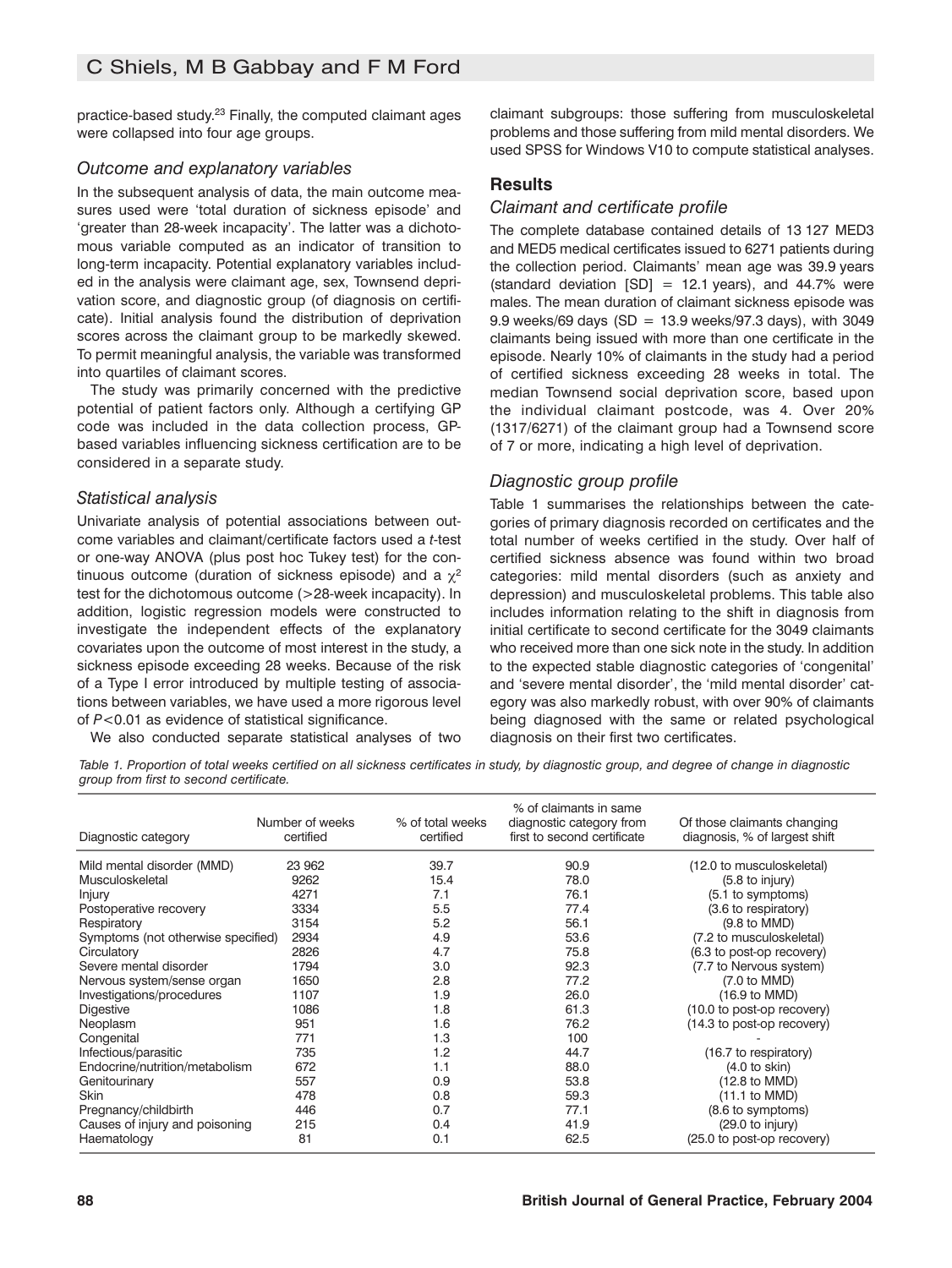practice-based study.[23] Finally, the computed claimant ages were collapsed into four age groups.

### Outcome and explanatory variables

In the subsequent analysis of data, the main outcome measures used were 'total duration of sickness episode' and 'greater than 28-week incapacity'. The latter was a dichotomous variable computed as an indicator of transition to long-term incapacity. Potential explanatory variables included in the analysis were claimant age, sex, Townsend deprivation score, and diagnostic group (of diagnosis on certificate). Initial analysis found the distribution of deprivation scores across the claimant group to be markedly skewed. To permit meaningful analysis, the variable was transformed into quartiles of claimant scores.

The study was primarily concerned with the predictive potential of patient factors only. Although a certifying GP code was included in the data collection process, GP-based variables influencing sickness certification are to be considered in a separate study.

### Statistical analysis

Univariate analysis of potential associations between outcome variables and claimant/certificate factors used a *t*-test or one-way ANOVA (plus post hoc Tukey test) for the continuous outcome (duration of sickness episode) and a $\chi^2$ test for the dichotomous outcome (>28-week incapacity). In addition, logistic regression models were constructed to investigate the independent effects of the explanatory covariates upon the outcome of most interest in the study, a sickness episode exceeding 28 weeks. Because of the risk of a Type I error introduced by multiple testing of associations between variables, we have used a more rigorous level of $P<0.01$ as evidence of statistical significance.

We also conducted separate statistical analyses of two claimant subgroups: those suffering from musculoskeletal problems and those suffering from mild mental disorders. We used SPSS for Windows V10 to compute statistical analyses.

## Results

### Claimant and certificate profile

The complete database contained details of 13 127 MED3 and MED5 medical certificates issued to 6271 patients during the collection period. Claimants' mean age was 39.9 years (standard deviation [SD] = 12.1 years), and 44.7% were males. The mean duration of claimant sickness episode was 9.9 weeks/69 days (SD = 13.9 weeks/97.3 days), with 3049 claimants being issued with more than one certificate in the episode. Nearly 10% of claimants in the study had a period of certified sickness exceeding 28 weeks in total. The median Townsend social deprivation score, based upon the individual claimant postcode, was 4. Over 20% (1317/6271) of the claimant group had a Townsend score of 7 or more, indicating a high level of deprivation.

### Diagnostic group profile

Table 1 summarises the relationships between the categories of primary diagnosis recorded on certificates and the total number of weeks certified in the study. Over half of certified sickness absence was found within two broad categories: mild mental disorders (such as anxiety and depression) and musculoskeletal problems. This table also includes information relating to the shift in diagnosis from initial certificate to second certificate for the 3049 claimants who received more than one sick note in the study. In addition to the expected stable diagnostic categories of 'congenital' and 'severe mental disorder', the 'mild mental disorder' category was also markedly robust, with over 90% of claimants being diagnosed with the same or related psychological diagnosis on their first two certificates.

*Table 1. Proportion of total weeks certified on all sickness certificates in study, by diagnostic group, and degree of change in diagnostic group from first to second certificate.*

| Diagnostic category | Number of weeks certified | % of total weeks certified | % of claimants in same diagnostic category from first to second certificate | Of those claimants changing diagnosis, % of largest shift |
|---|---|---|---|---|
| Mild mental disorder (MMD) | 23 962 | 39.7 | 90.9 | (12.0 to musculoskeletal) |
| Musculoskeletal | 9262 | 15.4 | 78.0 | (5.8 to injury) |
| Injury | 4271 | 7.1 | 76.1 | (5.1 to symptoms) |
| Postoperative recovery | 3334 | 5.5 | 77.4 | (3.6 to respiratory) |
| Respiratory | 3154 | 5.2 | 56.1 | (9.8 to MMD) |
| Symptoms (not otherwise specified) | 2934 | 4.9 | 53.6 | (7.2 to musculoskeletal) |
| Circulatory | 2826 | 4.7 | 75.8 | (6.3 to post-op recovery) |
| Severe mental disorder | 1794 | 3.0 | 92.3 | (7.7 to Nervous system) |
| Nervous system/sense organ | 1650 | 2.8 | 77.2 | (7.0 to MMD) |
| Investigations/procedures | 1107 | 1.9 | 26.0 | (16.9 to MMD) |
| Digestive | 1086 | 1.8 | 61.3 | (10.0 to post-op recovery) |
| Neoplasm | 951 | 1.6 | 76.2 | (14.3 to post-op recovery) |
| Congenital | 771 | 1.3 | 100 | - |
| Infectious/parasitic | 735 | 1.2 | 44.7 | (16.7 to respiratory) |
| Endocrine/nutrition/metabolism | 672 | 1.1 | 88.0 | (4.0 to skin) |
| Genitourinary | 557 | 0.9 | 53.8 | (12.8 to MMD) |
| Skin | 478 | 0.8 | 59.3 | (11.1 to MMD) |
| Pregnancy/childbirth | 446 | 0.7 | 77.1 | (8.6 to symptoms) |
| Causes of injury and poisoning | 215 | 0.4 | 41.9 | (29.0 to injury) |
| Haematology | 81 | 0.1 | 62.5 | (25.0 to post-op recovery) |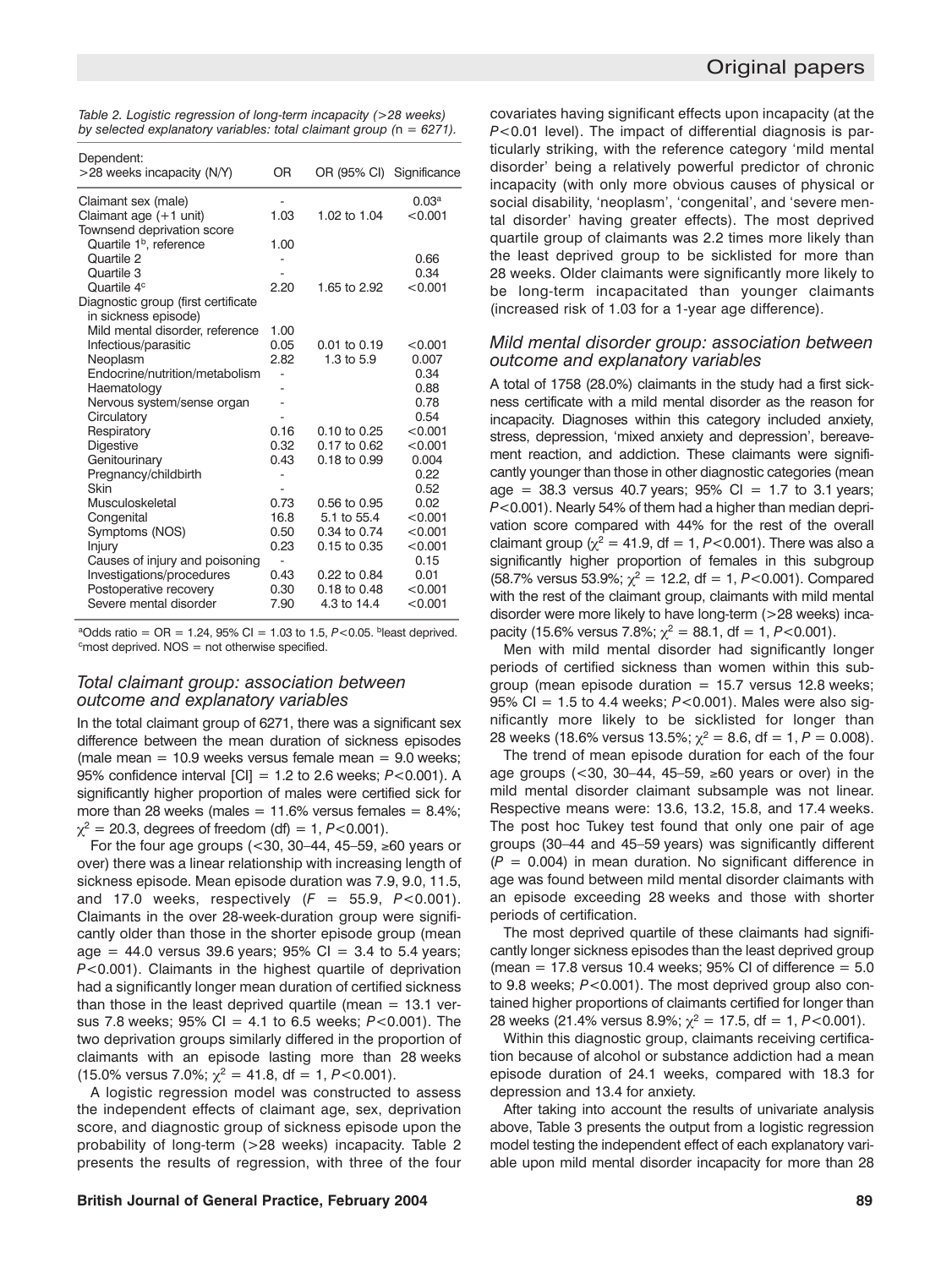*Table 2. Logistic regression of long-term incapacity (>28 weeks) by selected explanatory variables: total claimant group (n = 6271).*

| Dependent: >28 weeks incapacity (N/Y) | OR | OR (95% CI) | Significance |
|---|---|---|---|
| Claimant sex (male) | - | | 0.03[a] |
| Claimant age (+1 unit) | 1.03 | 1.02 to 1.04 | <0.001 |
| Townsend deprivation score | | | |
| Quartile 1[b], reference | 1.00 | | |
| Quartile 2 | - | | 0.66 |
| Quartile 3 | - | | 0.34 |
| Quartile 4[c] | 2.20 | 1.65 to 2.92 | <0.001 |
| Diagnostic group (first certificate in sickness episode) | | | |
| Mild mental disorder, reference | 1.00 | | |
| Infectious/parasitic | 0.05 | 0.01 to 0.19 | <0.001 |
| Neoplasm | 2.82 | 1.3 to 5.9 | 0.007 |
| Endocrine/nutrition/metabolism | - | | 0.34 |
| Haematology | - | | 0.88 |
| Nervous system/sense organ | - | | 0.78 |
| Circulatory | - | | 0.54 |
| Respiratory | 0.16 | 0.10 to 0.25 | <0.001 |
| Digestive | 0.32 | 0.17 to 0.62 | <0.001 |
| Genitourinary | 0.43 | 0.18 to 0.99 | 0.004 |
| Pregnancy/childbirth | - | | 0.22 |
| Skin | - | | 0.52 |
| Musculoskeletal | 0.73 | 0.56 to 0.95 | 0.02 |
| Congenital | 16.8 | 5.1 to 55.4 | <0.001 |
| Symptoms (NOS) | 0.50 | 0.34 to 0.74 | <0.001 |
| Injury | 0.23 | 0.15 to 0.35 | <0.001 |
| Causes of injury and poisoning | - | | 0.15 |
| Investigations/procedures | 0.43 | 0.22 to 0.84 | 0.01 |
| Postoperative recovery | 0.30 | 0.18 to 0.48 | <0.001 |
| Severe mental disorder | 7.90 | 4.3 to 14.4 | <0.001 |

[a]Odds ratio = OR = 1.24, 95% CI = 1.03 to 1.5, $P<0.05$. [b]least deprived. [c]most deprived. NOS = not otherwise specified.

### *Total claimant group: association between outcome and explanatory variables*

In the total claimant group of 6271, there was a significant sex difference between the mean duration of sickness episodes (male mean = 10.9 weeks versus female mean = 9.0 weeks; 95% confidence interval [CI] = 1.2 to 2.6 weeks; $P<0.001$). A significantly higher proportion of males were certified sick for more than 28 weeks (males = 11.6% versus females = 8.4%; $\chi^2 = 20.3$, degrees of freedom (df) = 1, $P<0.001$).

For the four age groups (<30, 30–44, 45–59, ≥60 years or over) there was a linear relationship with increasing length of sickness episode. Mean episode duration was 7.9, 9.0, 11.5, and 17.0 weeks, respectively ($F = 55.9$, $P<0.001$). Claimants in the over 28-week-duration group were significantly older than those in the shorter episode group (mean age = 44.0 versus 39.6 years; 95% CI = 3.4 to 5.4 years; $P<0.001$). Claimants in the highest quartile of deprivation had a significantly longer mean duration of certified sickness than those in the least deprived quartile (mean = 13.1 versus 7.8 weeks; 95% CI = 4.1 to 6.5 weeks; $P<0.001$). The two deprivation groups similarly differed in the proportion of claimants with an episode lasting more than 28 weeks (15.0% versus 7.0%; $\chi^2 = 41.8$, df = 1, $P<0.001$).

A logistic regression model was constructed to assess the independent effects of claimant age, sex, deprivation score, and diagnostic group of sickness episode upon the probability of long-term (>28 weeks) incapacity. Table 2 presents the results of regression, with three of the four covariates having significant effects upon incapacity (at the $P<0.01$ level). The impact of differential diagnosis is particularly striking, with the reference category 'mild mental disorder' being a relatively powerful predictor of chronic incapacity (with only more obvious causes of physical or social disability, 'neoplasm', 'congenital', and 'severe mental disorder' having greater effects). The most deprived quartile group of claimants was 2.2 times more likely than the least deprived group to be sicklisted for more than 28 weeks. Older claimants were significantly more likely to be long-term incapacitated than younger claimants (increased risk of 1.03 for a 1-year age difference).

### *Mild mental disorder group: association between outcome and explanatory variables*

A total of 1758 (28.0%) claimants in the study had a first sickness certificate with a mild mental disorder as the reason for incapacity. Diagnoses within this category included anxiety, stress, depression, 'mixed anxiety and depression', bereavement reaction, and addiction. These claimants were significantly younger than those in other diagnostic categories (mean age = 38.3 versus 40.7 years; 95% CI = 1.7 to 3.1 years; $P<0.001$). Nearly 54% of them had a higher than median deprivation score compared with 44% for the rest of the overall claimant group ($\chi^2 = 41.9$, df = 1, $P<0.001$). There was also a significantly higher proportion of females in this subgroup (58.7% versus 53.9%; $\chi^2 = 12.2$, df = 1, $P<0.001$). Compared with the rest of the claimant group, claimants with mild mental disorder were more likely to have long-term (>28 weeks) incapacity (15.6% versus 7.8%; $\chi^2 = 88.1$, df = 1, $P<0.001$).

Men with mild mental disorder had significantly longer periods of certified sickness than women within this subgroup (mean episode duration = 15.7 versus 12.8 weeks; 95% CI = 1.5 to 4.4 weeks; $P<0.001$). Males were also significantly more likely to be sicklisted for longer than 28 weeks (18.6% versus 13.5%; $\chi^2 = 8.6$, df = 1, $P = 0.008$).

The trend of mean episode duration for each of the four age groups (<30, 30–44, 45–59, ≥60 years or over) in the mild mental disorder claimant subsample was not linear. Respective means were: 13.6, 13.2, 15.8, and 17.4 weeks. The post hoc Tukey test found that only one pair of age groups (30–44 and 45–59 years) was significantly different ($P = 0.004$) in mean duration. No significant difference in age was found between mild mental disorder claimants with an episode exceeding 28 weeks and those with shorter periods of certification.

The most deprived quartile of these claimants had significantly longer sickness episodes than the least deprived group (mean = 17.8 versus 10.4 weeks; 95% CI of difference = 5.0 to 9.8 weeks; $P<0.001$). The most deprived group also contained higher proportions of claimants certified for longer than 28 weeks (21.4% versus 8.9%; $\chi^2 = 17.5$, df = 1, $P<0.001$).

Within this diagnostic group, claimants receiving certification because of alcohol or substance addiction had a mean episode duration of 24.1 weeks, compared with 18.3 for depression and 13.4 for anxiety.

After taking into account the results of univariate analysis above, Table 3 presents the output from a logistic regression model testing the independent effect of each explanatory variable upon mild mental disorder incapacity for more than 28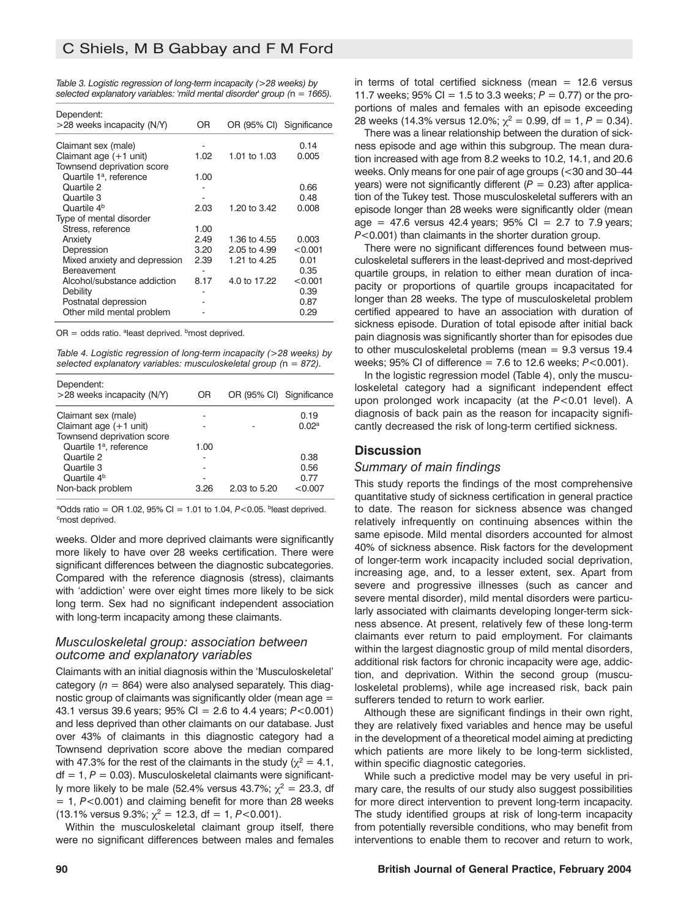*Table 3. Logistic regression of long-term incapacity (>28 weeks) by selected explanatory variables: 'mild mental disorder' group (n = 1665).*

| Dependent: >28 weeks incapacity (N/Y) | OR | OR (95% CI) | Significance |
|---|---|---|---|
| Claimant sex (male) | - | | 0.14 |
| Claimant age (+1 unit) | 1.02 | 1.01 to 1.03 | 0.005 |
| Townsend deprivation score | | | |
| Quartile 1[a], reference | 1.00 | | |
| Quartile 2 | - | | 0.66 |
| Quartile 3 | - | | 0.48 |
| Quartile 4[b] | 2.03 | 1.20 to 3.42 | 0.008 |
| Type of mental disorder | | | |
| Stress, reference | 1.00 | | |
| Anxiety | 2.49 | 1.36 to 4.55 | 0.003 |
| Depression | 3.20 | 2.05 to 4.99 | <0.001 |
| Mixed anxiety and depression | 2.39 | 1.21 to 4.25 | 0.01 |
| Bereavement | - | | 0.35 |
| Alcohol/substance addiction | 8.17 | 4.0 to 17.22 | <0.001 |
| Debility | - | | 0.39 |
| Postnatal depression | - | | 0.87 |
| Other mild mental problem | - | | 0.29 |

OR = odds ratio. [a]least deprived. [b]most deprived.

*Table 4. Logistic regression of long-term incapacity (>28 weeks) by selected explanatory variables: musculoskeletal group (n = 872).*

| Dependent: >28 weeks incapacity (N/Y) | OR | OR (95% CI) | Significance |
|---|---|---|---|
| Claimant sex (male) | - | | 0.19 |
| Claimant age (+1 unit) | - | - | 0.02[a] |
| Townsend deprivation score | | | |
| Quartile 1[a], reference | 1.00 | | |
| Quartile 2 | - | | 0.38 |
| Quartile 3 | - | | 0.56 |
| Quartile 4[b] | - | | 0.77 |
| Non-back problem | 3.26 | 2.03 to 5.20 | <0.007 |

[a]Odds ratio = OR 1.02, 95% CI = 1.01 to 1.04, $P<0.05$. [b]least deprived. [c]most deprived.

weeks. Older and more deprived claimants were significantly more likely to have over 28 weeks certification. There were significant differences between the diagnostic subcategories. Compared with the reference diagnosis (stress), claimants with 'addiction' were over eight times more likely to be sick long term. Sex had no significant independent association with long-term incapacity among these claimants.

### *Musculoskeletal group: association between outcome and explanatory variables*

Claimants with an initial diagnosis within the 'Musculoskeletal' category ($n = 864$) were also analysed separately. This diagnostic group of claimants was significantly older (mean age = 43.1 versus 39.6 years; 95% CI = 2.6 to 4.4 years; $P<0.001$) and less deprived than other claimants on our database. Just over 43% of claimants in this diagnostic category had a Townsend deprivation score above the median compared with 47.3% for the rest of the claimants in the study ($\chi^2 = 4.1$, df = 1, $P = 0.03$). Musculoskeletal claimants were significantly more likely to be male (52.4% versus 43.7%; $\chi^2 = 23.3$, df = 1, $P<0.001$) and claiming benefit for more than 28 weeks (13.1% versus 9.3%; $\chi^2 = 12.3$, df = 1, $P<0.001$).

Within the musculoskeletal claimant group itself, there were no significant differences between males and females in terms of total certified sickness (mean = 12.6 versus 11.7 weeks; 95% CI = 1.5 to 3.3 weeks; $P = 0.77$) or the proportions of males and females with an episode exceeding 28 weeks (14.3% versus 12.0%; $\chi^2 = 0.99$, df = 1, $P = 0.34$).

There was a linear relationship between the duration of sickness episode and age within this subgroup. The mean duration increased with age from 8.2 weeks to 10.2, 14.1, and 20.6 weeks. Only means for one pair of age groups (<30 and 30–44 years) were not significantly different ($P = 0.23$) after application of the Tukey test. Those musculoskeletal sufferers with an episode longer than 28 weeks were significantly older (mean age = 47.6 versus 42.4 years; 95% CI = 2.7 to 7.9 years; $P<0.001$) than claimants in the shorter duration group.

There were no significant differences found between musculoskeletal sufferers in the least-deprived and most-deprived quartile groups, in relation to either mean duration of incapacity or proportions of quartile groups incapacitated for longer than 28 weeks. The type of musculoskeletal problem certified appeared to have an association with duration of sickness episode. Duration of total episode after initial back pain diagnosis was significantly shorter than for episodes due to other musculoskeletal problems (mean = 9.3 versus 19.4 weeks; 95% CI of difference = 7.6 to 12.6 weeks; $P<0.001$).

In the logistic regression model (Table 4), only the musculoskeletal category had a significant independent effect upon prolonged work incapacity (at the $P<0.01$ level). A diagnosis of back pain as the reason for incapacity significantly decreased the risk of long-term certified sickness.

## Discussion

### *Summary of main findings*

This study reports the findings of the most comprehensive quantitative study of sickness certification in general practice to date. The reason for sickness absence was changed relatively infrequently on continuing absences within the same episode. Mild mental disorders accounted for almost 40% of sickness absence. Risk factors for the development of longer-term work incapacity included social deprivation, increasing age, and, to a lesser extent, sex. Apart from severe and progressive illnesses (such as cancer and severe mental disorder), mild mental disorders were particularly associated with claimants developing longer-term sickness absence. At present, relatively few of these long-term claimants ever return to paid employment. For claimants within the largest diagnostic group of mild mental disorders, additional risk factors for chronic incapacity were age, addiction, and deprivation. Within the second group (musculoskeletal problems), while age increased risk, back pain sufferers tended to return to work earlier.

Although these are significant findings in their own right, they are relatively fixed variables and hence may be useful in the development of a theoretical model aiming at predicting which patients are more likely to be long-term sicklisted, within specific diagnostic categories.

While such a predictive model may be very useful in primary care, the results of our study also suggest possibilities for more direct intervention to prevent long-term incapacity. The study identified groups at risk of long-term incapacity from potentially reversible conditions, who may benefit from interventions to enable them to recover and return to work,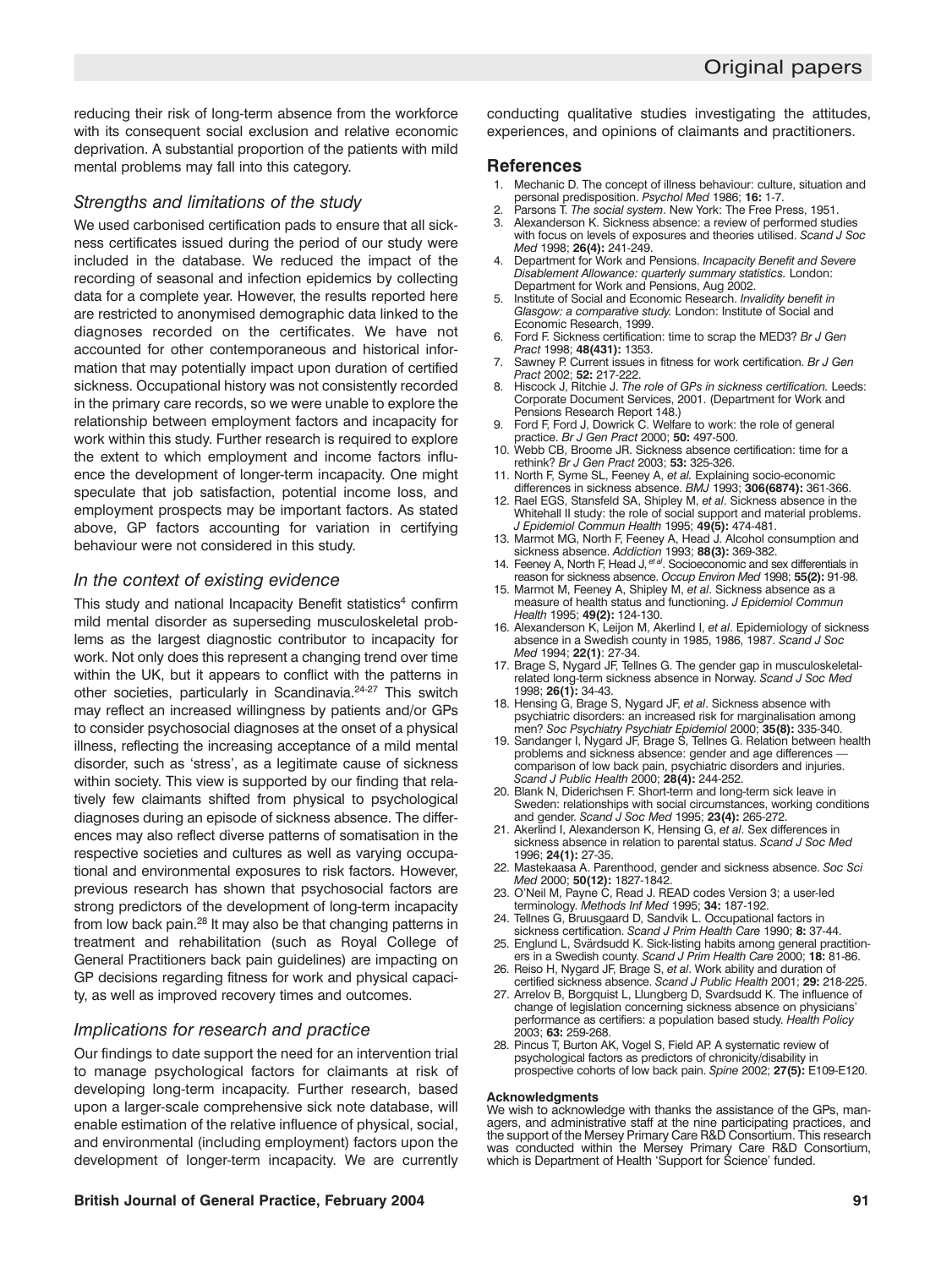reducing their risk of long-term absence from the workforce with its consequent social exclusion and relative economic deprivation. A substantial proportion of the patients with mild mental problems may fall into this category.

### *Strengths and limitations of the study*

We used carbonised certification pads to ensure that all sickness certificates issued during the period of our study were included in the database. We reduced the impact of the recording of seasonal and infection epidemics by collecting data for a complete year. However, the results reported here are restricted to anonymised demographic data linked to the diagnoses recorded on the certificates. We have not accounted for other contemporaneous and historical information that may potentially impact upon duration of certified sickness. Occupational history was not consistently recorded in the primary care records, so we were unable to explore the relationship between employment factors and incapacity for work within this study. Further research is required to explore the extent to which employment and income factors influence the development of longer-term incapacity. One might speculate that job satisfaction, potential income loss, and employment prospects may be important factors. As stated above, GP factors accounting for variation in certifying behaviour were not considered in this study.

### *In the context of existing evidence*

This study and national Incapacity Benefit statistics[4] confirm mild mental disorder as superseding musculoskeletal problems as the largest diagnostic contributor to incapacity for work. Not only does this represent a changing trend over time within the UK, but it appears to conflict with the patterns in other societies, particularly in Scandinavia.[24-27] This switch may reflect an increased willingness by patients and/or GPs to consider psychosocial diagnoses at the onset of a physical illness, reflecting the increasing acceptance of a mild mental disorder, such as 'stress', as a legitimate cause of sickness within society. This view is supported by our finding that relatively few claimants shifted from physical to psychological diagnoses during an episode of sickness absence. The differences may also reflect diverse patterns of somatisation in the respective societies and cultures as well as varying occupational and environmental exposures to risk factors. However, previous research has shown that psychosocial factors are strong predictors of the development of long-term incapacity from low back pain.[28] It may also be that changing patterns in treatment and rehabilitation (such as Royal College of General Practitioners back pain guidelines) are impacting on GP decisions regarding fitness for work and physical capacity, as well as improved recovery times and outcomes.

### *Implications for research and practice*

Our findings to date support the need for an intervention trial to manage psychological factors for claimants at risk of developing long-term incapacity. Further research, based upon a larger-scale comprehensive sick note database, will enable estimation of the relative influence of physical, social, and environmental (including employment) factors upon the development of longer-term incapacity. We are currently conducting qualitative studies investigating the attitudes, experiences, and opinions of claimants and practitioners.

## References

1. Mechanic D. The concept of illness behaviour: culture, situation and personal predisposition. *Psychol Med* 1986; **16:** 1-7.
2. Parsons T. *The social system*. New York: The Free Press, 1951.
3. Alexanderson K. Sickness absence: a review of performed studies with focus on levels of exposures and theories utilised. *Scand J Soc Med* 1998; **26(4):** 241-249.
4. Department for Work and Pensions. *Incapacity Benefit and Severe Disablement Allowance: quarterly summary statistics.* London: Department for Work and Pensions, Aug 2002.
5. Institute of Social and Economic Research. *Invalidity benefit in Glasgow: a comparative study.* London: Institute of Social and Economic Research, 1999.
6. Ford F. Sickness certification: time to scrap the MED3? *Br J Gen Pract* 1998; **48(431):** 1353.
7. Sawney P. Current issues in fitness for work certification. *Br J Gen Pract* 2002; **52:** 217-222.
8. Hiscock J, Ritchie J. *The role of GPs in sickness certification.* Leeds: Corporate Document Services, 2001. (Department for Work and Pensions Research Report 148.)
9. Ford F, Ford J, Dowrick C. Welfare to work: the role of general practice. *Br J Gen Pract* 2000; **50:** 497-500.
10. Webb CB, Broome JR. Sickness absence certification: time for a rethink? *Br J Gen Pract* 2003; **53:** 325-326.
11. North F, Syme SL, Feeney A, *et al.* Explaining socio-economic differences in sickness absence. *BMJ* 1993; **306(6874):** 361-366.
12. Rael EGS, Stansfeld SA, Shipley M, *et al*. Sickness absence in the Whitehall II study: the role of social support and material problems. *J Epidemiol Commun Health* 1995; **49(5):** 474-481.
13. Marmot MG, North F, Feeney A, Head J. Alcohol consumption and sickness absence. *Addiction* 1993; **88(3):** 369-382.
14. Feeney A, North F, Head J, *et al*. Socioeconomic and sex differentials in reason for sickness absence. *Occup Environ Med* 1998; **55(2):** 91-98.
15. Marmot M, Feeney A, Shipley M, *et al*. Sickness absence as a measure of health status and functioning. *J Epidemiol Commun Health* 1995; **49(2):** 124-130.
16. Alexanderson K, Leijon M, Akerlind I, *et al*. Epidemiology of sickness absence in a Swedish county in 1985, 1986, 1987. *Scand J Soc Med* 1994; **22(1)**: 27-34.
17. Brage S, Nygard JF, Tellnes G. The gender gap in musculoskeletal-related long-term sickness absence in Norway. *Scand J Soc Med* 1998; **26(1):** 34-43.
18. Hensing G, Brage S, Nygard JF, *et al*. Sickness absence with psychiatric disorders: an increased risk for marginalisation among men? *Soc Psychiatry Psychiatr Epidemiol* 2000; **35(8):** 335-340.
19. Sandanger I, Nygard JF, Brage S, Tellnes G. Relation between health problems and sickness absence: gender and age differences — comparison of low back pain, psychiatric disorders and injuries. *Scand J Public Health* 2000; **28(4):** 244-252.
20. Blank N, Diderichsen F. Short-term and long-term sick leave in Sweden: relationships with social circumstances, working conditions and gender. *Scand J Soc Med* 1995; **23(4):** 265-272.
21. Akerlind I, Alexanderson K, Hensing G, *et al*. Sex differences in sickness absence in relation to parental status. *Scand J Soc Med* 1996; **24(1):** 27-35.
22. Mastekaasa A. Parenthood, gender and sickness absence. *Soc Sci Med* 2000; **50(12):** 1827-1842.
23. O'Neil M, Payne C, Read J. READ codes Version 3; a user-led terminology. *Methods Inf Med* 1995; **34:** 187-192.
24. Tellnes G, Bruusgaard D, Sandvik L. Occupational factors in sickness certification. *Scand J Prim Health Care* 1990; **8:** 37-44.
25. Englund L, Svärdsudd K. Sick-listing habits among general practitioners in a Swedish county. *Scand J Prim Health Care* 2000; **18:** 81-86.
26. Reiso H, Nygard JF, Brage S, *et al*. Work ability and duration of certified sickness absence. *Scand J Public Health* 2001; **29:** 218-225.
27. Arrelov B, Borgquist L, Llungberg D, Svardsudd K. The influence of change of legislation concerning sickness absence on physicians' performance as certifiers: a population based study. *Health Policy* 2003; **63:** 259-268.
28. Pincus T, Burton AK, Vogel S, Field AP. A systematic review of psychological factors as predictors of chronicity/disability in prospective cohorts of low back pain. *Spine* 2002; **27(5):** E109-E120.

#### Acknowledgments

We wish to acknowledge with thanks the assistance of the GPs, managers, and administrative staff at the nine participating practices, and the support of the Mersey Primary Care R&D Consortium. This research was conducted within the Mersey Primary Care R&D Consortium, which is Department of Health 'Support for Science' funded.